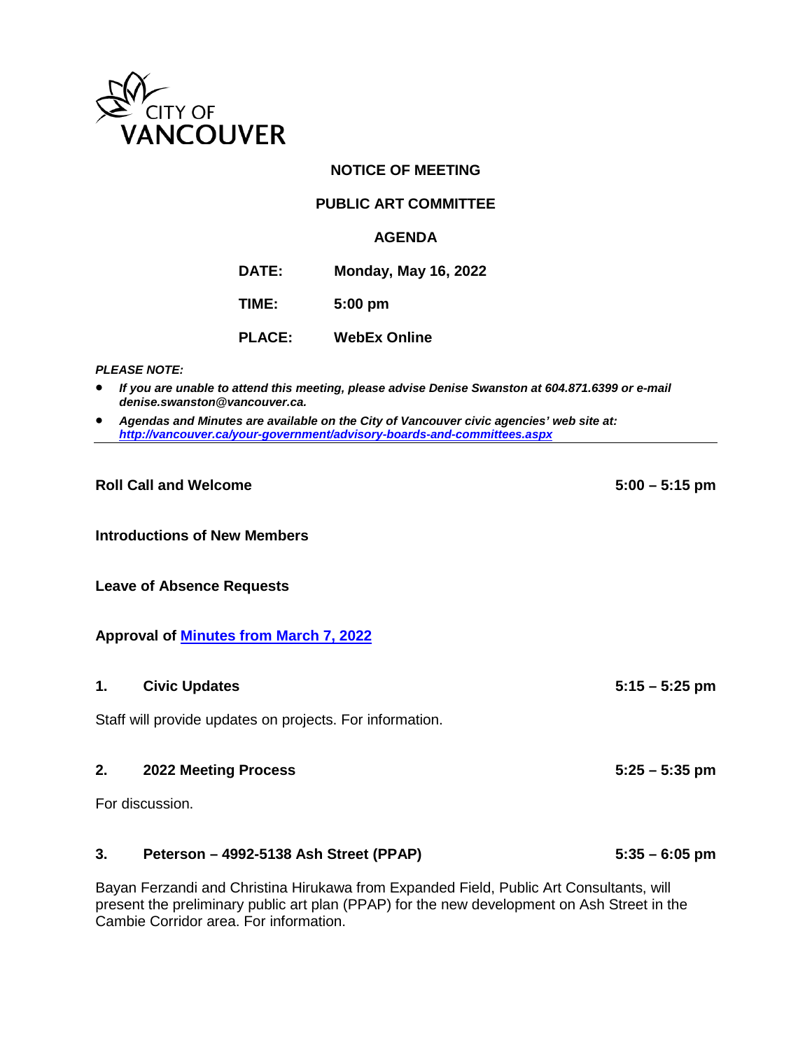CITY OF VANCOUVER

# NOTICE OF MEETING

## PUBLIC ART COMMITTEE

## AGENDA

**DATE:** Monday, May 16, 2022

**TIME:** 5:00 pm

**PLACE:** WebEx Online

***PLEASE NOTE:***

- ***If you are unable to attend this meeting, please advise Denise Swanston at 604.871.6399 or e-mail denise.swanston@vancouver.ca.***
- ***Agendas and Minutes are available on the City of Vancouver civic agencies' web site at: http://vancouver.ca/your-government/advisory-boards-and-committees.aspx***

---

**Roll Call and Welcome** 5:00 – 5:15 pm

**Introductions of New Members**

**Leave of Absence Requests**

**Approval of Minutes from March 7, 2022**

**1. Civic Updates** 5:15 – 5:25 pm

Staff will provide updates on projects. For information.

**2. 2022 Meeting Process** 5:25 – 5:35 pm

For discussion.

**3. Peterson – 4992-5138 Ash Street (PPAP)** 5:35 – 6:05 pm

Bayan Ferzandi and Christina Hirukawa from Expanded Field, Public Art Consultants, will present the preliminary public art plan (PPAP) for the new development on Ash Street in the Cambie Corridor area. For information.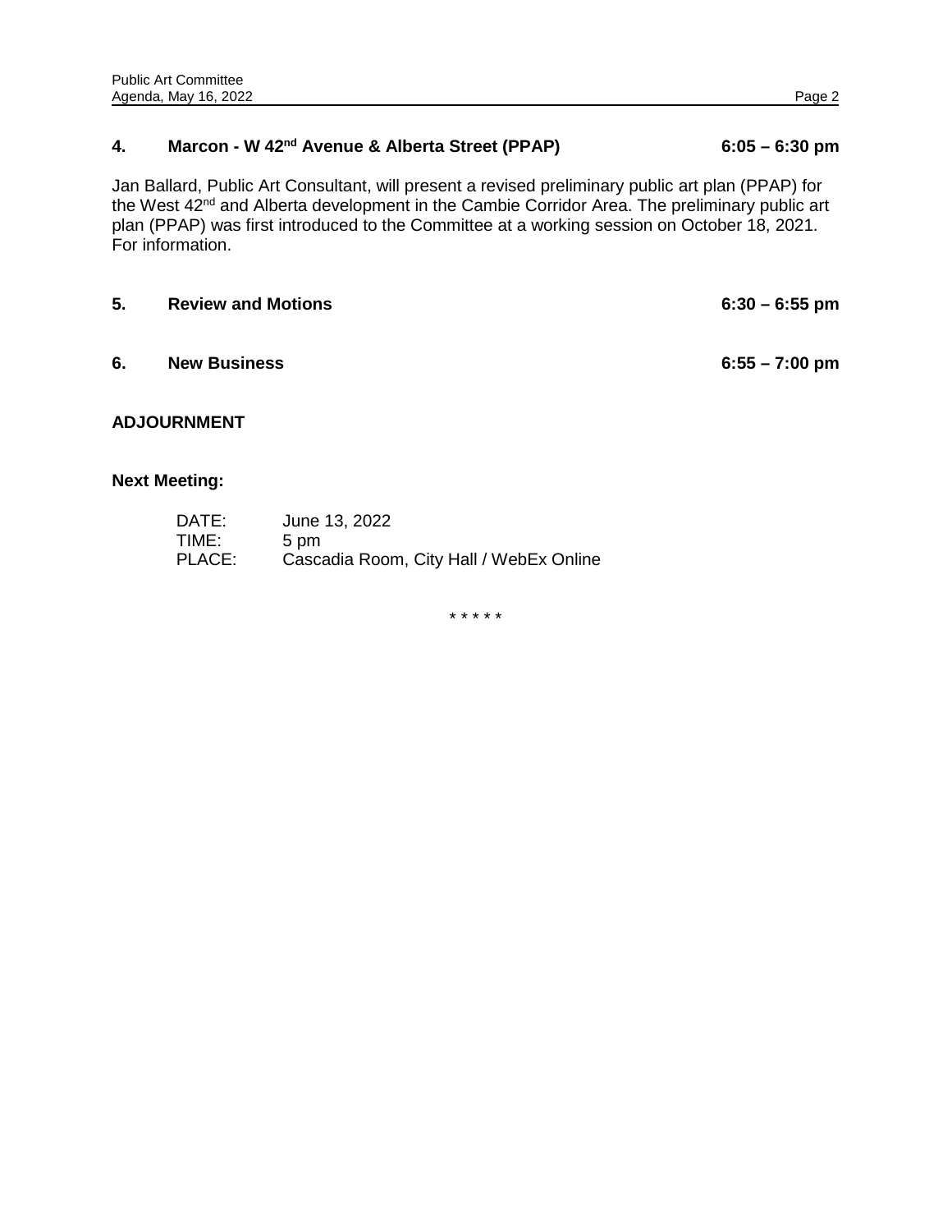## 4. Marcon - W 42nd Avenue & Alberta Street (PPAP) 6:05 – 6:30 pm

Jan Ballard, Public Art Consultant, will present a revised preliminary public art plan (PPAP) for the West 42nd and Alberta development in the Cambie Corridor Area. The preliminary public art plan (PPAP) was first introduced to the Committee at a working session on October 18, 2021. For information.

## 5. Review and Motions 6:30 – 6:55 pm

## 6. New Business 6:55 – 7:00 pm

**ADJOURNMENT**

**Next Meeting:**

DATE: June 13, 2022
TIME: 5 pm
PLACE: Cascadia Room, City Hall / WebEx Online

* * * * *